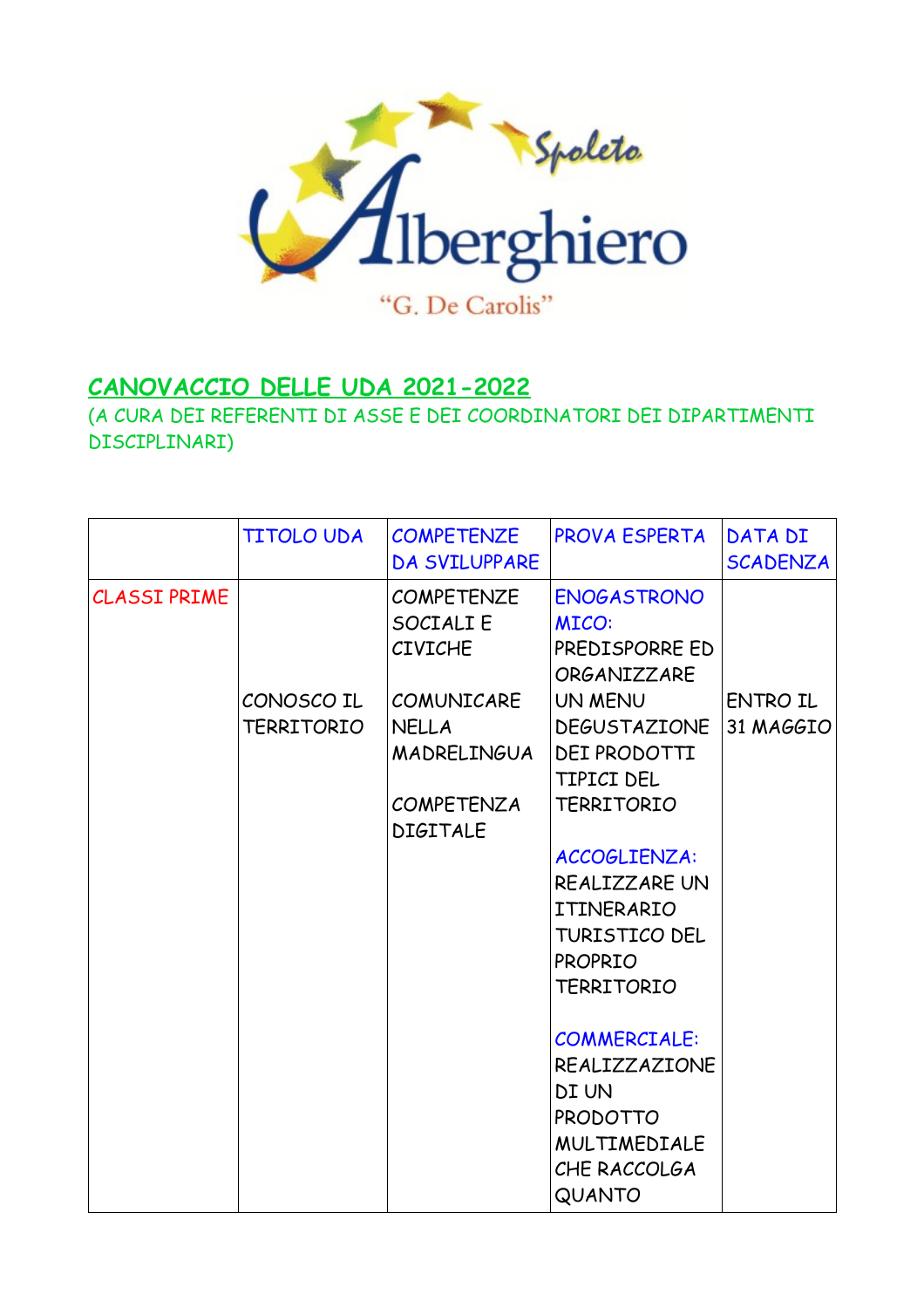## CANOVACCIO DELLE UDA 2021-2022

(A CURA DEI REFERENTI DI ASSE E DEI COORDINATORI DEI DIPARTIMENTI DISCIPLINARI)

| | TITOLO UDA | COMPETENZE DA SVILUPPARE | PROVA ESPERTA | DATA DI SCADENZA |
|---|---|---|---|---|
| CLASSI PRIME | CONOSCO IL TERRITORIO | COMPETENZE SOCIALI E CIVICHE<br><br>COMUNICARE NELLA MADRELINGUA<br><br>COMPETENZA DIGITALE | ENOGASTRONOMICO: PREDISPORRE ED ORGANIZZARE UN MENU DEGUSTAZIONE DEI PRODOTTI TIPICI DEL TERRITORIO<br><br>ACCOGLIENZA: REALIZZARE UN ITINERARIO TURISTICO DEL PROPRIO TERRITORIO<br><br>COMMERCIALE: REALIZZAZIONE DI UN PRODOTTO MULTIMEDIALE CHE RACCOLGA QUANTO | ENTRO IL 31 MAGGIO |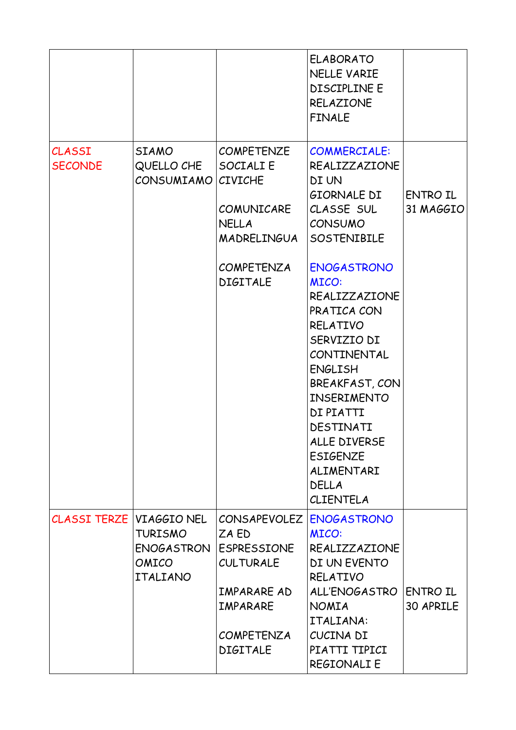| | | | | |
|---|---|---|---|---|
| | | | ELABORATO NELLE VARIE DISCIPLINE E RELAZIONE FINALE | |
| CLASSI SECONDE | SIAMO QUELLO CHE CONSUMIAMO | COMPETENZE SOCIALI E CIVICHE<br><br>COMUNICARE NELLA MADRELINGUA<br><br>COMPETENZA DIGITALE | COMMERCIALE: REALIZZAZIONE DI UN GIORNALE DI CLASSE SUL CONSUMO SOSTENIBILE<br><br>ENOGASTRONOMICO: REALIZZAZIONE PRATICA CON RELATIVO SERVIZIO DI CONTINENTAL ENGLISH BREAKFAST, CON INSERIMENTO DI PIATTI DESTINATI ALLE DIVERSE ESIGENZE ALIMENTARI DELLA CLIENTELA | ENTRO IL 31 MAGGIO |
| CLASSI TERZE | VIAGGIO NEL TURISMO ENOGASTRONOMICO ITALIANO | CONSAPEVOLEZZA ED ESPRESSIONE CULTURALE<br><br>IMPARARE AD IMPARARE<br><br>COMPETENZA DIGITALE | ENOGASTRONOMICO: REALIZZAZIONE DI UN EVENTO RELATIVO ALL'ENOGASTRONOMIA ITALIANA: CUCINA DI PIATTI TIPICI REGIONALI E | ENTRO IL 30 APRILE |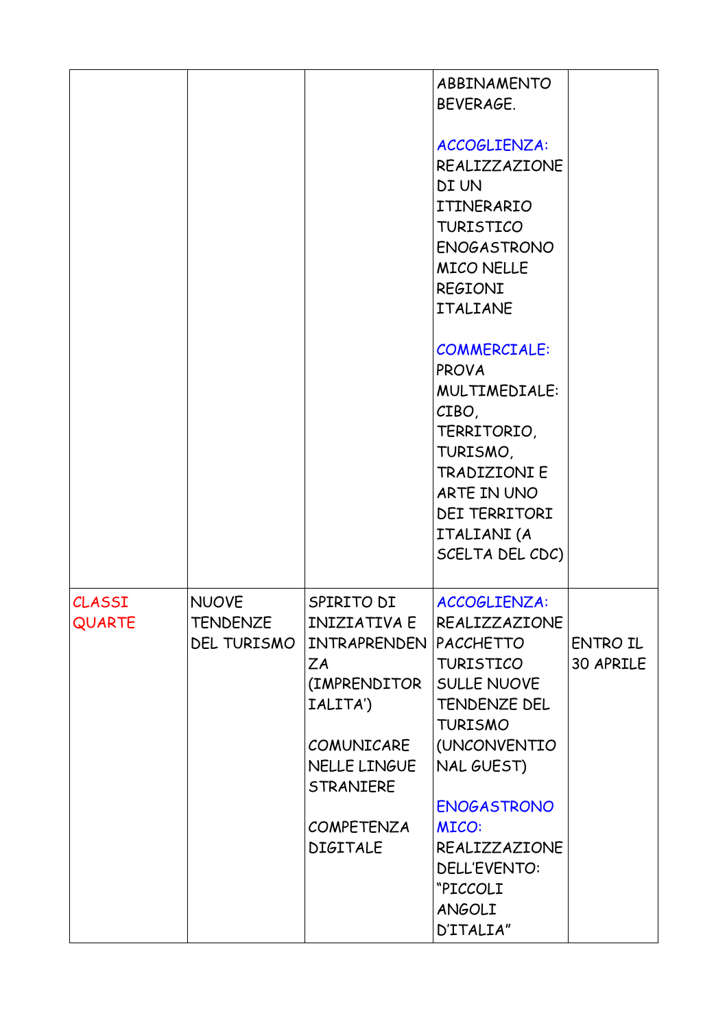| | | | | |
|---|---|---|---|---|
| | | | ABBINAMENTO BEVERAGE.<br><br>ACCOGLIENZA: REALIZZAZIONE DI UN ITINERARIO TURISTICO ENOGASTRONOMICO NELLE REGIONI ITALIANE<br><br>COMMERCIALE: PROVA MULTIMEDIALE: CIBO, TERRITORIO, TURISMO, TRADIZIONI E ARTE IN UNO DEI TERRITORI ITALIANI (A SCELTA DEL CDC) | |
| CLASSI QUARTE | NUOVE TENDENZE DEL TURISMO | SPIRITO DI INIZIATIVA E INTRAPRENDENZA (IMPRENDITORIALITA')<br><br>COMUNICARE NELLE LINGUE STRANIERE<br><br>COMPETENZA DIGITALE | ACCOGLIENZA: REALIZZAZIONE PACCHETTO TURISTICO SULLE NUOVE TENDENZE DEL TURISMO (UNCONVENTIONAL GUEST)<br><br>ENOGASTRONOMICO: REALIZZAZIONE DELL'EVENTO: "PICCOLI ANGOLI D'ITALIA" | ENTRO IL 30 APRILE |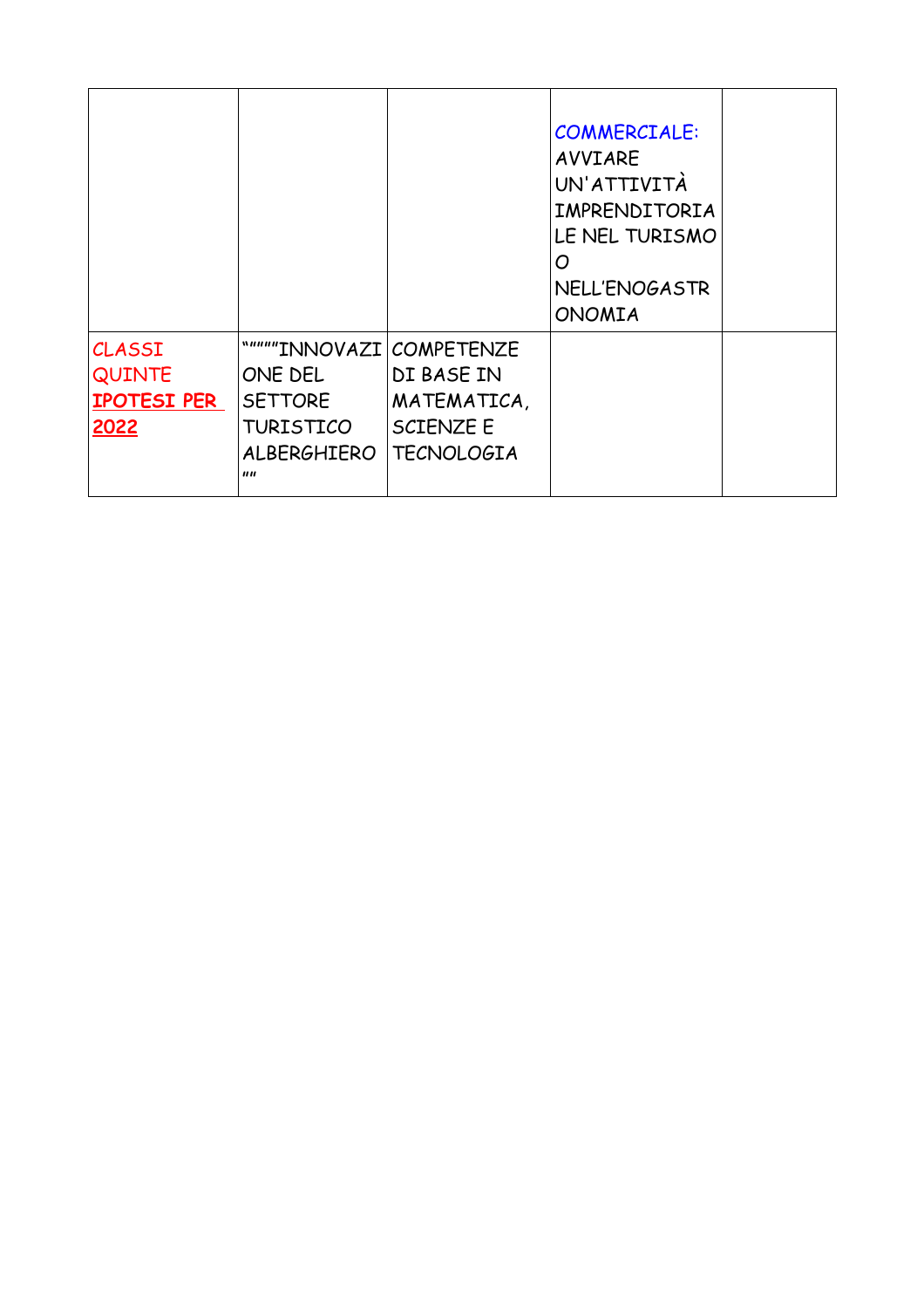| | | | | |
|---|---|---|---|---|
| | | | COMMERCIALE: AVVIARE UN'ATTIVITÀ IMPRENDITORIALE NEL TURISMO O NELL'ENOGASTRONOMIA | |
| CLASSI QUINTE **IPOTESI PER 2022** | """"""INNOVAZIONE DEL SETTORE TURISTICO ALBERGHIERO "" | COMPETENZE DI BASE IN MATEMATICA, SCIENZE E TECNOLOGIA | | |